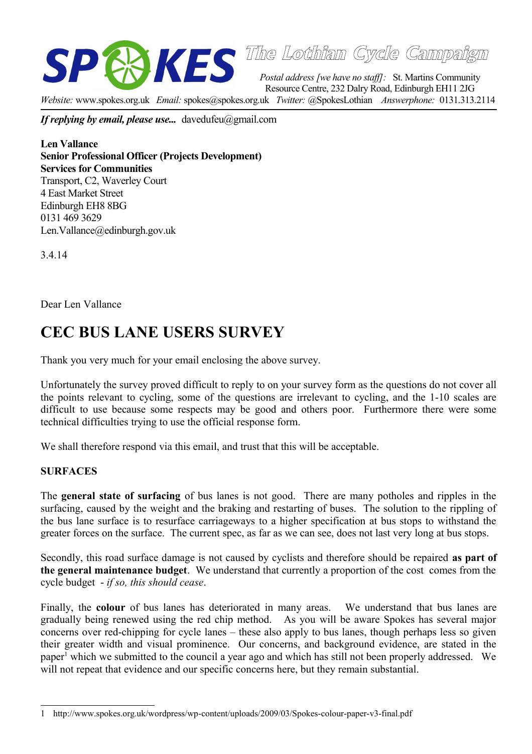**SPOKES** *The Lothian Cycle Campaign*

*Postal address [we have no staff]:* St. Martins Community Resource Centre, 232 Dalry Road, Edinburgh EH11 2JG

*Website:* www.spokes.org.uk *Email:* spokes@spokes.org.uk *Twitter:* @SpokesLothian *Answerphone:* 0131.313.2114

***If replying by email, please use...*** davedufeu@gmail.com

**Len Vallance**
**Senior Professional Officer (Projects Development)**
**Services for Communities**
Transport, C2, Waverley Court
4 East Market Street
Edinburgh EH8 8BG
0131 469 3629
Len.Vallance@edinburgh.gov.uk

3.4.14

Dear Len Vallance

# CEC BUS LANE USERS SURVEY

Thank you very much for your email enclosing the above survey.

Unfortunately the survey proved difficult to reply to on your survey form as the questions do not cover all the points relevant to cycling, some of the questions are irrelevant to cycling, and the 1-10 scales are difficult to use because some respects may be good and others poor. Furthermore there were some technical difficulties trying to use the official response form.

We shall therefore respond via this email, and trust that this will be acceptable.

**SURFACES**

The **general state of surfacing** of bus lanes is not good. There are many potholes and ripples in the surfacing, caused by the weight and the braking and restarting of buses. The solution to the rippling of the bus lane surface is to resurface carriageways to a higher specification at bus stops to withstand the greater forces on the surface. The current spec, as far as we can see, does not last very long at bus stops.

Secondly, this road surface damage is not caused by cyclists and therefore should be repaired **as part of the general maintenance budget**. We understand that currently a proportion of the cost comes from the cycle budget - *if so, this should cease*.

Finally, the **colour** of bus lanes has deteriorated in many areas. We understand that bus lanes are gradually being renewed using the red chip method. As you will be aware Spokes has several major concerns over red-chipping for cycle lanes – these also apply to bus lanes, though perhaps less so given their greater width and visual prominence. Our concerns, and background evidence, are stated in the paper[1] which we submitted to the council a year ago and which has still not been properly addressed. We will not repeat that evidence and our specific concerns here, but they remain substantial.

---

1 http://www.spokes.org.uk/wordpress/wp-content/uploads/2009/03/Spokes-colour-paper-v3-final.pdf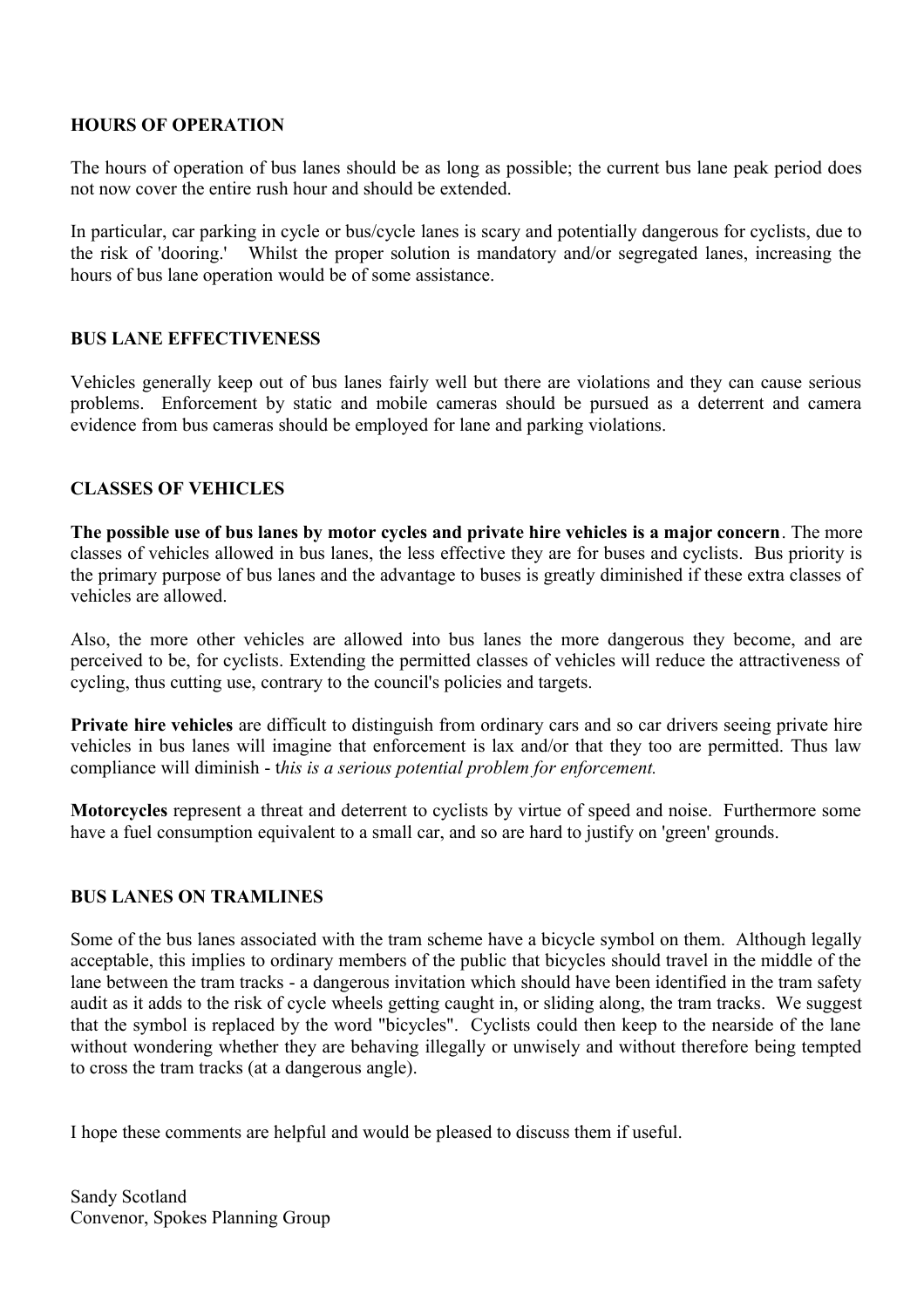## HOURS OF OPERATION

The hours of operation of bus lanes should be as long as possible; the current bus lane peak period does not now cover the entire rush hour and should be extended.

In particular, car parking in cycle or bus/cycle lanes is scary and potentially dangerous for cyclists, due to the risk of 'dooring.' Whilst the proper solution is mandatory and/or segregated lanes, increasing the hours of bus lane operation would be of some assistance.

## BUS LANE EFFECTIVENESS

Vehicles generally keep out of bus lanes fairly well but there are violations and they can cause serious problems. Enforcement by static and mobile cameras should be pursued as a deterrent and camera evidence from bus cameras should be employed for lane and parking violations.

## CLASSES OF VEHICLES

**The possible use of bus lanes by motor cycles and private hire vehicles is a major concern**. The more classes of vehicles allowed in bus lanes, the less effective they are for buses and cyclists. Bus priority is the primary purpose of bus lanes and the advantage to buses is greatly diminished if these extra classes of vehicles are allowed.

Also, the more other vehicles are allowed into bus lanes the more dangerous they become, and are perceived to be, for cyclists. Extending the permitted classes of vehicles will reduce the attractiveness of cycling, thus cutting use, contrary to the council's policies and targets.

**Private hire vehicles** are difficult to distinguish from ordinary cars and so car drivers seeing private hire vehicles in bus lanes will imagine that enforcement is lax and/or that they too are permitted. Thus law compliance will diminish - t*his is a serious potential problem for enforcement.*

**Motorcycles** represent a threat and deterrent to cyclists by virtue of speed and noise. Furthermore some have a fuel consumption equivalent to a small car, and so are hard to justify on 'green' grounds.

## BUS LANES ON TRAMLINES

Some of the bus lanes associated with the tram scheme have a bicycle symbol on them. Although legally acceptable, this implies to ordinary members of the public that bicycles should travel in the middle of the lane between the tram tracks - a dangerous invitation which should have been identified in the tram safety audit as it adds to the risk of cycle wheels getting caught in, or sliding along, the tram tracks. We suggest that the symbol is replaced by the word "bicycles". Cyclists could then keep to the nearside of the lane without wondering whether they are behaving illegally or unwisely and without therefore being tempted to cross the tram tracks (at a dangerous angle).

I hope these comments are helpful and would be pleased to discuss them if useful.

Sandy Scotland
Convenor, Spokes Planning Group